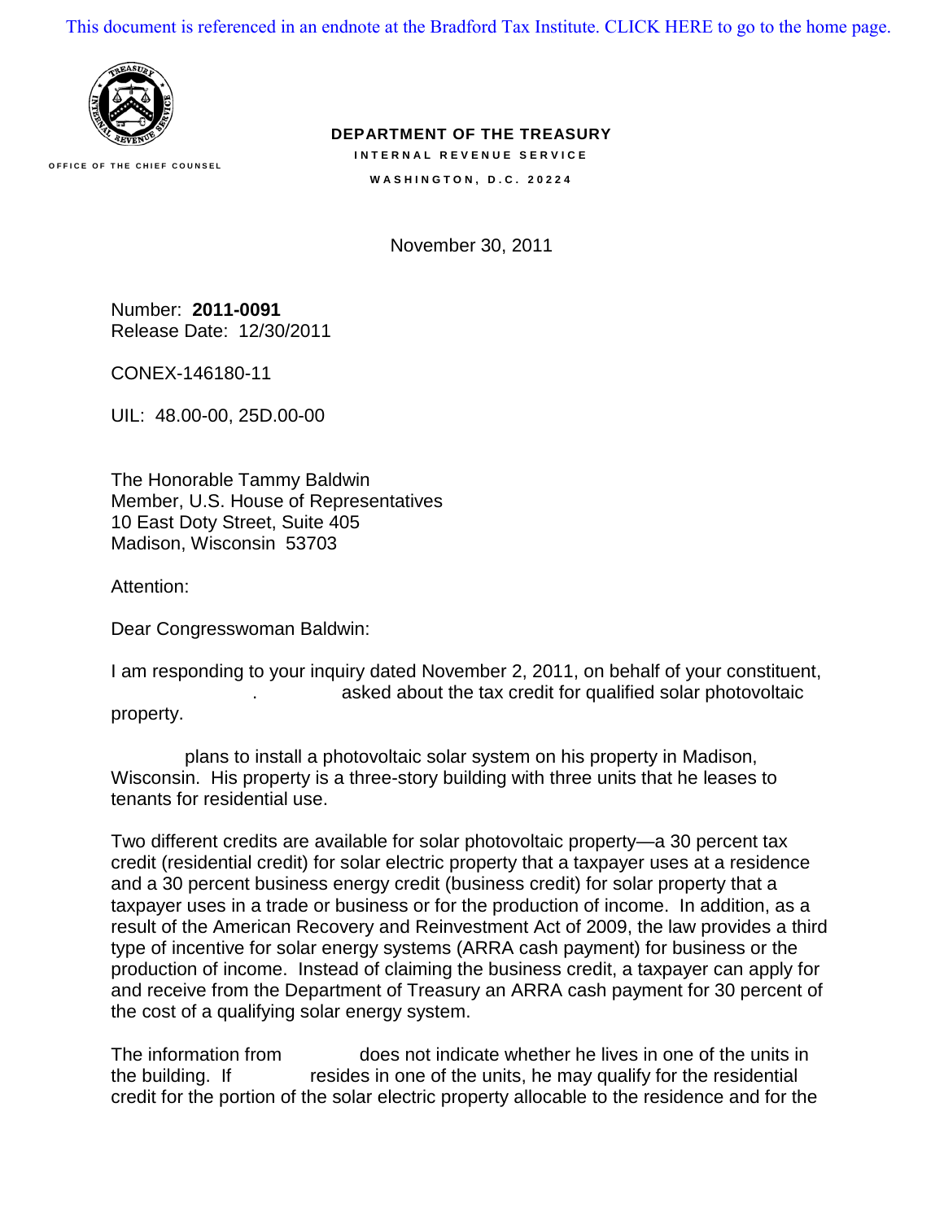This document is referenced in an endnote at the Bradford Tax Institute. CLICK HERE to go to the home page.

OFFICE OF THE CHIEF COUNSEL

**DEPARTMENT OF THE TREASURY**
**INTERNAL REVENUE SERVICE**
**WASHINGTON, D.C. 20224**

November 30, 2011

Number: **2011-0091**
Release Date: 12/30/2011

CONEX-146180-11

UIL: 48.00-00, 25D.00-00

The Honorable Tammy Baldwin
Member, U.S. House of Representatives
10 East Doty Street, Suite 405
Madison, Wisconsin 53703

Attention:

Dear Congresswoman Baldwin:

I am responding to your inquiry dated November 2, 2011, on behalf of your constituent, . asked about the tax credit for qualified solar photovoltaic property.

plans to install a photovoltaic solar system on his property in Madison, Wisconsin. His property is a three-story building with three units that he leases to tenants for residential use.

Two different credits are available for solar photovoltaic property—a 30 percent tax credit (residential credit) for solar electric property that a taxpayer uses at a residence and a 30 percent business energy credit (business credit) for solar property that a taxpayer uses in a trade or business or for the production of income. In addition, as a result of the American Recovery and Reinvestment Act of 2009, the law provides a third type of incentive for solar energy systems (ARRA cash payment) for business or the production of income. Instead of claiming the business credit, a taxpayer can apply for and receive from the Department of Treasury an ARRA cash payment for 30 percent of the cost of a qualifying solar energy system.

The information from does not indicate whether he lives in one of the units in the building. If resides in one of the units, he may qualify for the residential credit for the portion of the solar electric property allocable to the residence and for the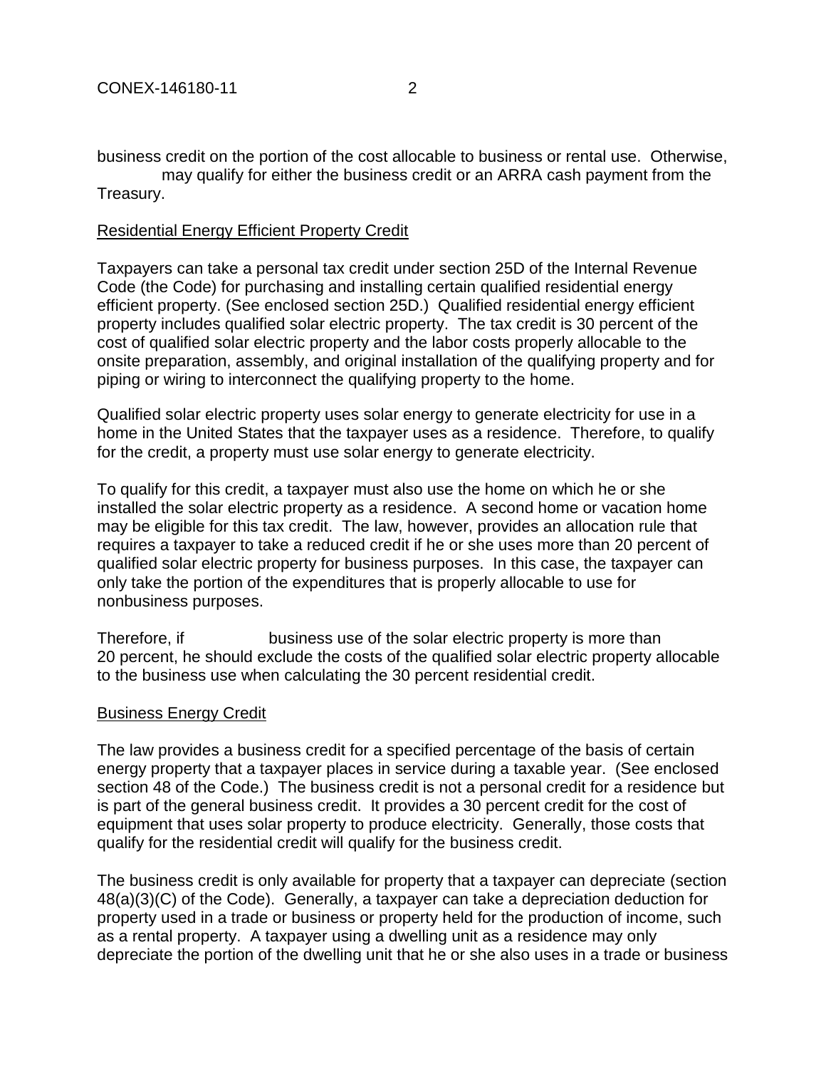business credit on the portion of the cost allocable to business or rental use. Otherwise, may qualify for either the business credit or an ARRA cash payment from the Treasury.

## Residential Energy Efficient Property Credit

Taxpayers can take a personal tax credit under section 25D of the Internal Revenue Code (the Code) for purchasing and installing certain qualified residential energy efficient property. (See enclosed section 25D.) Qualified residential energy efficient property includes qualified solar electric property. The tax credit is 30 percent of the cost of qualified solar electric property and the labor costs properly allocable to the onsite preparation, assembly, and original installation of the qualifying property and for piping or wiring to interconnect the qualifying property to the home.

Qualified solar electric property uses solar energy to generate electricity for use in a home in the United States that the taxpayer uses as a residence. Therefore, to qualify for the credit, a property must use solar energy to generate electricity.

To qualify for this credit, a taxpayer must also use the home on which he or she installed the solar electric property as a residence. A second home or vacation home may be eligible for this tax credit. The law, however, provides an allocation rule that requires a taxpayer to take a reduced credit if he or she uses more than 20 percent of qualified solar electric property for business purposes. In this case, the taxpayer can only take the portion of the expenditures that is properly allocable to use for nonbusiness purposes.

Therefore, if business use of the solar electric property is more than 20 percent, he should exclude the costs of the qualified solar electric property allocable to the business use when calculating the 30 percent residential credit.

## Business Energy Credit

The law provides a business credit for a specified percentage of the basis of certain energy property that a taxpayer places in service during a taxable year. (See enclosed section 48 of the Code.) The business credit is not a personal credit for a residence but is part of the general business credit. It provides a 30 percent credit for the cost of equipment that uses solar property to produce electricity. Generally, those costs that qualify for the residential credit will qualify for the business credit.

The business credit is only available for property that a taxpayer can depreciate (section 48(a)(3)(C) of the Code). Generally, a taxpayer can take a depreciation deduction for property used in a trade or business or property held for the production of income, such as a rental property. A taxpayer using a dwelling unit as a residence may only depreciate the portion of the dwelling unit that he or she also uses in a trade or business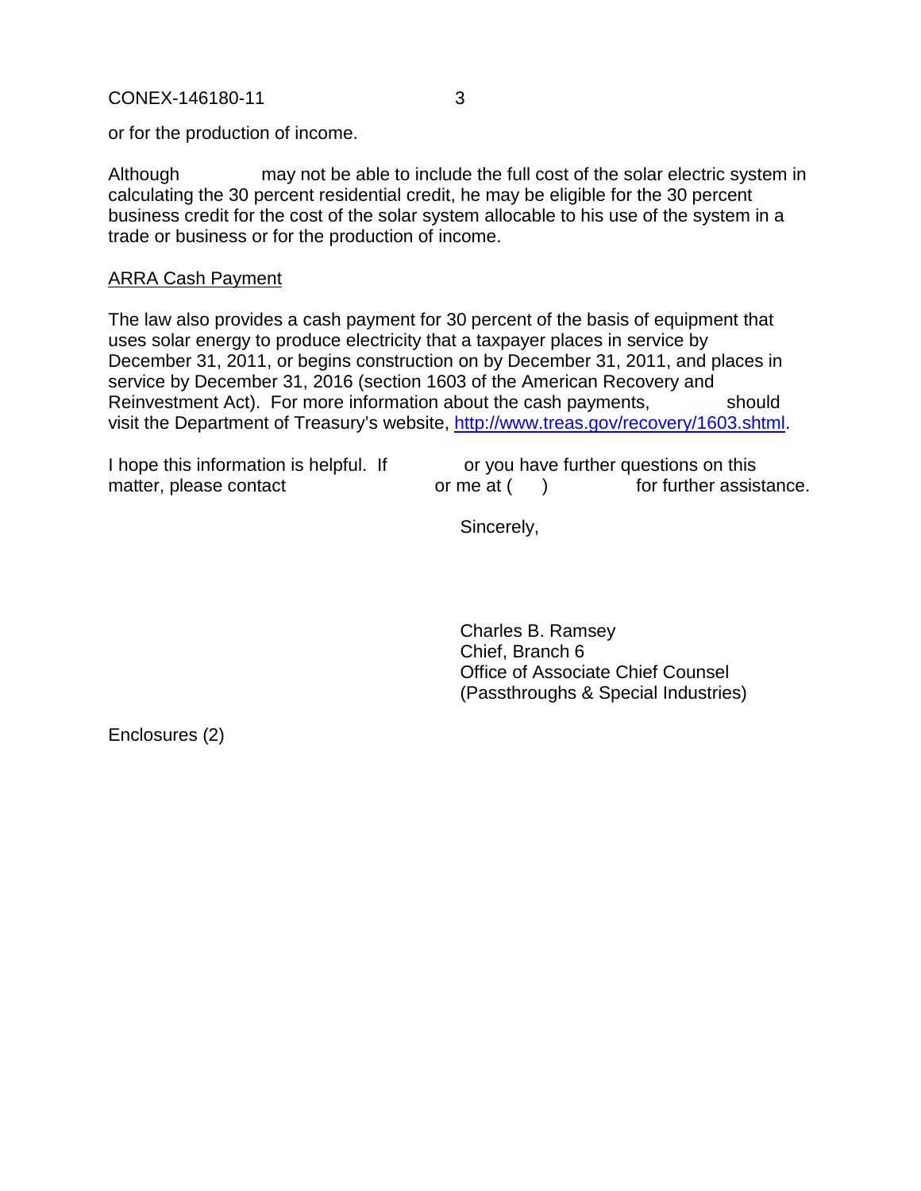or for the production of income.

Although may not be able to include the full cost of the solar electric system in calculating the 30 percent residential credit, he may be eligible for the 30 percent business credit for the cost of the solar system allocable to his use of the system in a trade or business or for the production of income.

## ARRA Cash Payment

The law also provides a cash payment for 30 percent of the basis of equipment that uses solar energy to produce electricity that a taxpayer places in service by December 31, 2011, or begins construction on by December 31, 2011, and places in service by December 31, 2016 (section 1603 of the American Recovery and Reinvestment Act). For more information about the cash payments, should visit the Department of Treasury's website, http://www.treas.gov/recovery/1603.shtml.

I hope this information is helpful. If or you have further questions on this matter, please contact or me at ( ) for further assistance.

Sincerely,

Charles B. Ramsey
Chief, Branch 6
Office of Associate Chief Counsel
(Passthroughs & Special Industries)

Enclosures (2)